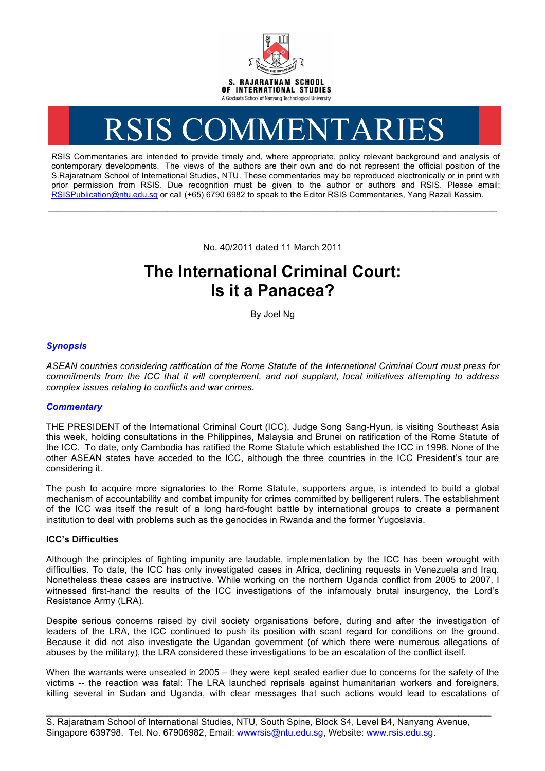S. RAJARATNAM SCHOOL OF INTERNATIONAL STUDIES

A Graduate School of Nanyang Technological University

# RSIS COMMENTARIES

RSIS Commentaries are intended to provide timely and, where appropriate, policy relevant background and analysis of contemporary developments. The views of the authors are their own and do not represent the official position of the S.Rajaratnam School of International Studies, NTU. These commentaries may be reproduced electronically or in print with prior permission from RSIS. Due recognition must be given to the author or authors and RSIS. Please email: RSISPublication@ntu.edu.sg or call (+65) 6790 6982 to speak to the Editor RSIS Commentaries, Yang Razali Kassim.

---

No. 40/2011 dated 11 March 2011

# The International Criminal Court: Is it a Panacea?

By Joel Ng

### *Synopsis*

*ASEAN countries considering ratification of the Rome Statute of the International Criminal Court must press for commitments from the ICC that it will complement, and not supplant, local initiatives attempting to address complex issues relating to conflicts and war crimes.*

### *Commentary*

THE PRESIDENT of the International Criminal Court (ICC), Judge Song Sang-Hyun, is visiting Southeast Asia this week, holding consultations in the Philippines, Malaysia and Brunei on ratification of the Rome Statute of the ICC. To date, only Cambodia has ratified the Rome Statute which established the ICC in 1998. None of the other ASEAN states have acceded to the ICC, although the three countries in the ICC President's tour are considering it.

The push to acquire more signatories to the Rome Statute, supporters argue, is intended to build a global mechanism of accountability and combat impunity for crimes committed by belligerent rulers. The establishment of the ICC was itself the result of a long hard-fought battle by international groups to create a permanent institution to deal with problems such as the genocides in Rwanda and the former Yugoslavia.

**ICC's Difficulties**

Although the principles of fighting impunity are laudable, implementation by the ICC has been wrought with difficulties. To date, the ICC has only investigated cases in Africa, declining requests in Venezuela and Iraq. Nonetheless these cases are instructive. While working on the northern Uganda conflict from 2005 to 2007, I witnessed first-hand the results of the ICC investigations of the infamously brutal insurgency, the Lord's Resistance Army (LRA).

Despite serious concerns raised by civil society organisations before, during and after the investigation of leaders of the LRA, the ICC continued to push its position with scant regard for conditions on the ground. Because it did not also investigate the Ugandan government (of which there were numerous allegations of abuses by the military), the LRA considered these investigations to be an escalation of the conflict itself.

When the warrants were unsealed in 2005 – they were kept sealed earlier due to concerns for the safety of the victims -- the reaction was fatal: The LRA launched reprisals against humanitarian workers and foreigners, killing several in Sudan and Uganda, with clear messages that such actions would lead to escalations of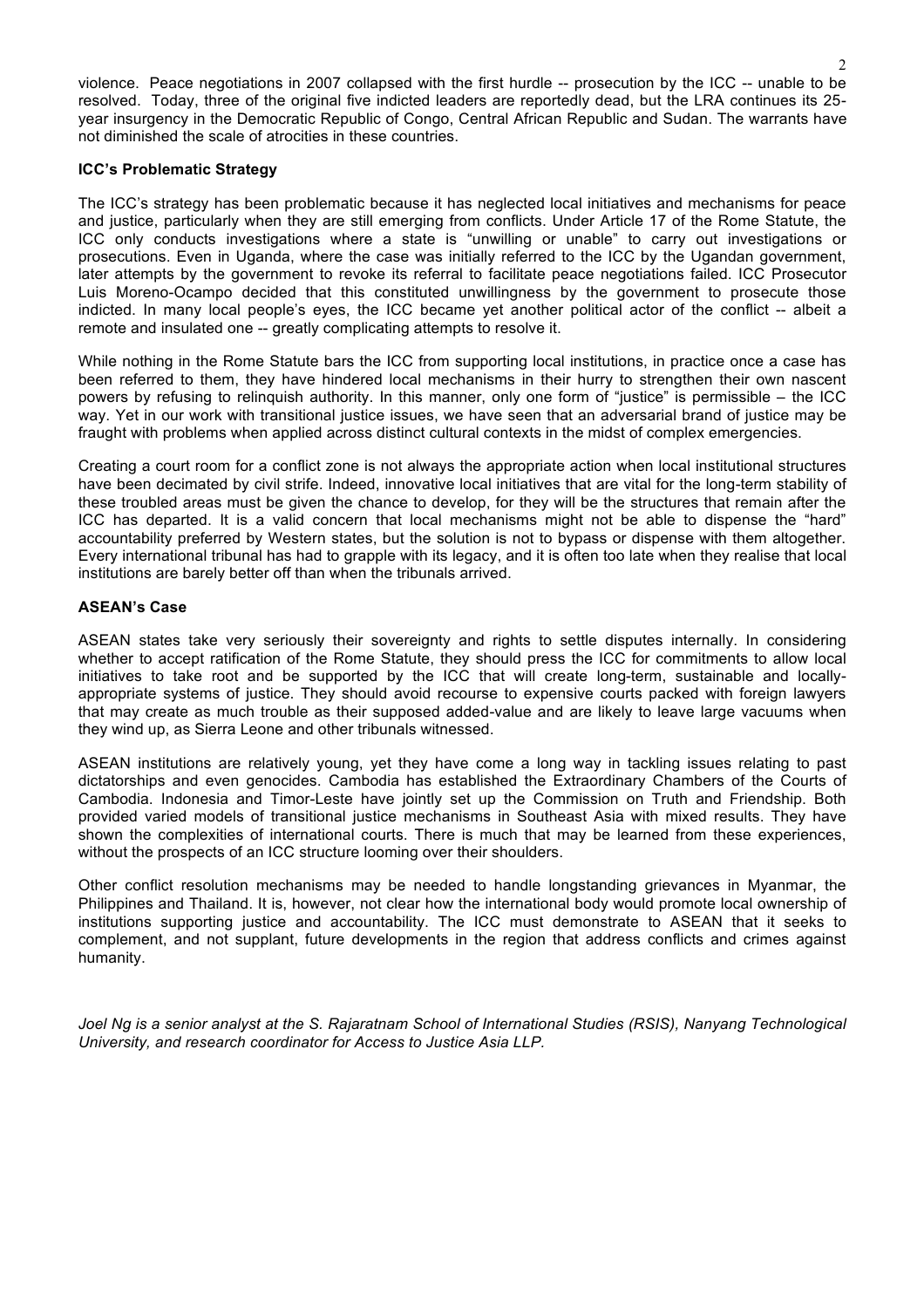violence. Peace negotiations in 2007 collapsed with the first hurdle -- prosecution by the ICC -- unable to be resolved. Today, three of the original five indicted leaders are reportedly dead, but the LRA continues its 25-year insurgency in the Democratic Republic of Congo, Central African Republic and Sudan. The warrants have not diminished the scale of atrocities in these countries.

**ICC's Problematic Strategy**

The ICC's strategy has been problematic because it has neglected local initiatives and mechanisms for peace and justice, particularly when they are still emerging from conflicts. Under Article 17 of the Rome Statute, the ICC only conducts investigations where a state is "unwilling or unable" to carry out investigations or prosecutions. Even in Uganda, where the case was initially referred to the ICC by the Ugandan government, later attempts by the government to revoke its referral to facilitate peace negotiations failed. ICC Prosecutor Luis Moreno-Ocampo decided that this constituted unwillingness by the government to prosecute those indicted. In many local people's eyes, the ICC became yet another political actor of the conflict -- albeit a remote and insulated one -- greatly complicating attempts to resolve it.

While nothing in the Rome Statute bars the ICC from supporting local institutions, in practice once a case has been referred to them, they have hindered local mechanisms in their hurry to strengthen their own nascent powers by refusing to relinquish authority. In this manner, only one form of "justice" is permissible – the ICC way. Yet in our work with transitional justice issues, we have seen that an adversarial brand of justice may be fraught with problems when applied across distinct cultural contexts in the midst of complex emergencies.

Creating a court room for a conflict zone is not always the appropriate action when local institutional structures have been decimated by civil strife. Indeed, innovative local initiatives that are vital for the long-term stability of these troubled areas must be given the chance to develop, for they will be the structures that remain after the ICC has departed. It is a valid concern that local mechanisms might not be able to dispense the "hard" accountability preferred by Western states, but the solution is not to bypass or dispense with them altogether. Every international tribunal has had to grapple with its legacy, and it is often too late when they realise that local institutions are barely better off than when the tribunals arrived.

**ASEAN's Case**

ASEAN states take very seriously their sovereignty and rights to settle disputes internally. In considering whether to accept ratification of the Rome Statute, they should press the ICC for commitments to allow local initiatives to take root and be supported by the ICC that will create long-term, sustainable and locally-appropriate systems of justice. They should avoid recourse to expensive courts packed with foreign lawyers that may create as much trouble as their supposed added-value and are likely to leave large vacuums when they wind up, as Sierra Leone and other tribunals witnessed.

ASEAN institutions are relatively young, yet they have come a long way in tackling issues relating to past dictatorships and even genocides. Cambodia has established the Extraordinary Chambers of the Courts of Cambodia. Indonesia and Timor-Leste have jointly set up the Commission on Truth and Friendship. Both provided varied models of transitional justice mechanisms in Southeast Asia with mixed results. They have shown the complexities of international courts. There is much that may be learned from these experiences, without the prospects of an ICC structure looming over their shoulders.

Other conflict resolution mechanisms may be needed to handle longstanding grievances in Myanmar, the Philippines and Thailand. It is, however, not clear how the international body would promote local ownership of institutions supporting justice and accountability. The ICC must demonstrate to ASEAN that it seeks to complement, and not supplant, future developments in the region that address conflicts and crimes against humanity.

*Joel Ng is a senior analyst at the S. Rajaratnam School of International Studies (RSIS), Nanyang Technological University, and research coordinator for Access to Justice Asia LLP.*